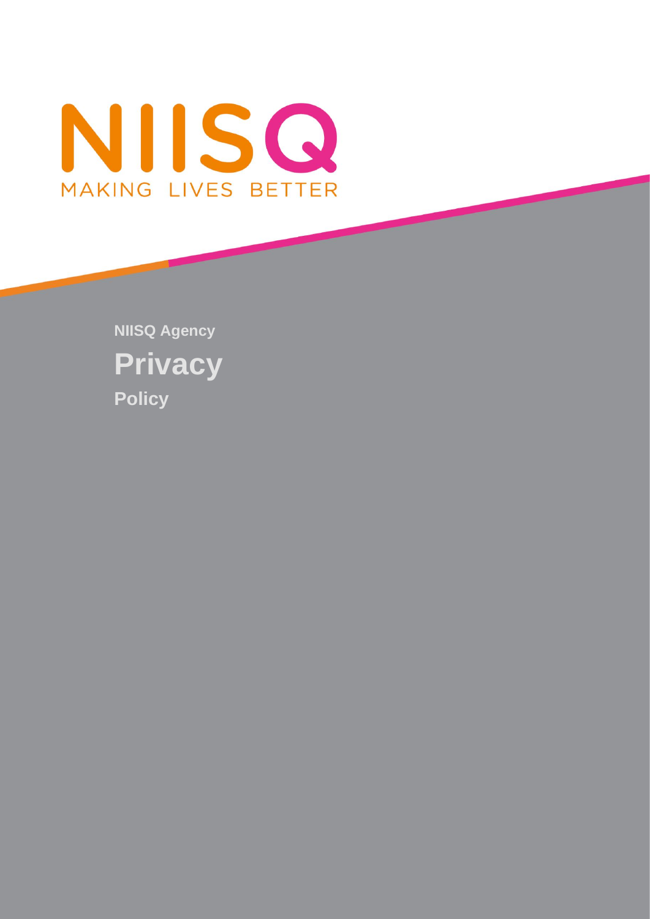NIISQ

MAKING LIVES BETTER

**NIISQ Agency**

# Privacy

**Policy**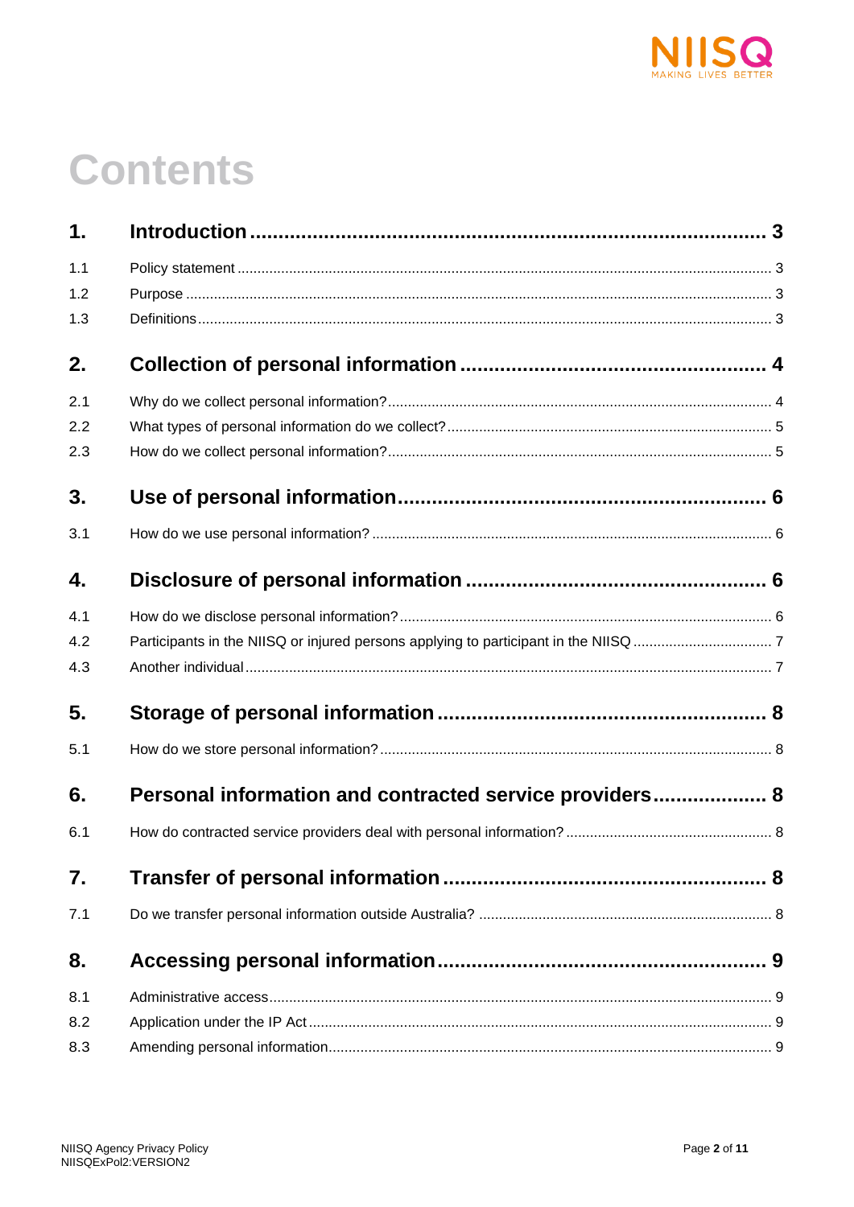# Contents

| | | |
|---|---|---|
| **1.** | **Introduction** | **3** |
| 1.1 | Policy statement | 3 |
| 1.2 | Purpose | 3 |
| 1.3 | Definitions | 3 |
| **2.** | **Collection of personal information** | **4** |
| 2.1 | Why do we collect personal information? | 4 |
| 2.2 | What types of personal information do we collect? | 5 |
| 2.3 | How do we collect personal information? | 5 |
| **3.** | **Use of personal information** | **6** |
| 3.1 | How do we use personal information? | 6 |
| **4.** | **Disclosure of personal information** | **6** |
| 4.1 | How do we disclose personal information? | 6 |
| 4.2 | Participants in the NIISQ or injured persons applying to participant in the NIISQ | 7 |
| 4.3 | Another individual | 7 |
| **5.** | **Storage of personal information** | **8** |
| 5.1 | How do we store personal information? | 8 |
| **6.** | **Personal information and contracted service providers** | **8** |
| 6.1 | How do contracted service providers deal with personal information? | 8 |
| **7.** | **Transfer of personal information** | **8** |
| 7.1 | Do we transfer personal information outside Australia? | 8 |
| **8.** | **Accessing personal information** | **9** |
| 8.1 | Administrative access | 9 |
| 8.2 | Application under the IP Act | 9 |
| 8.3 | Amending personal information | 9 |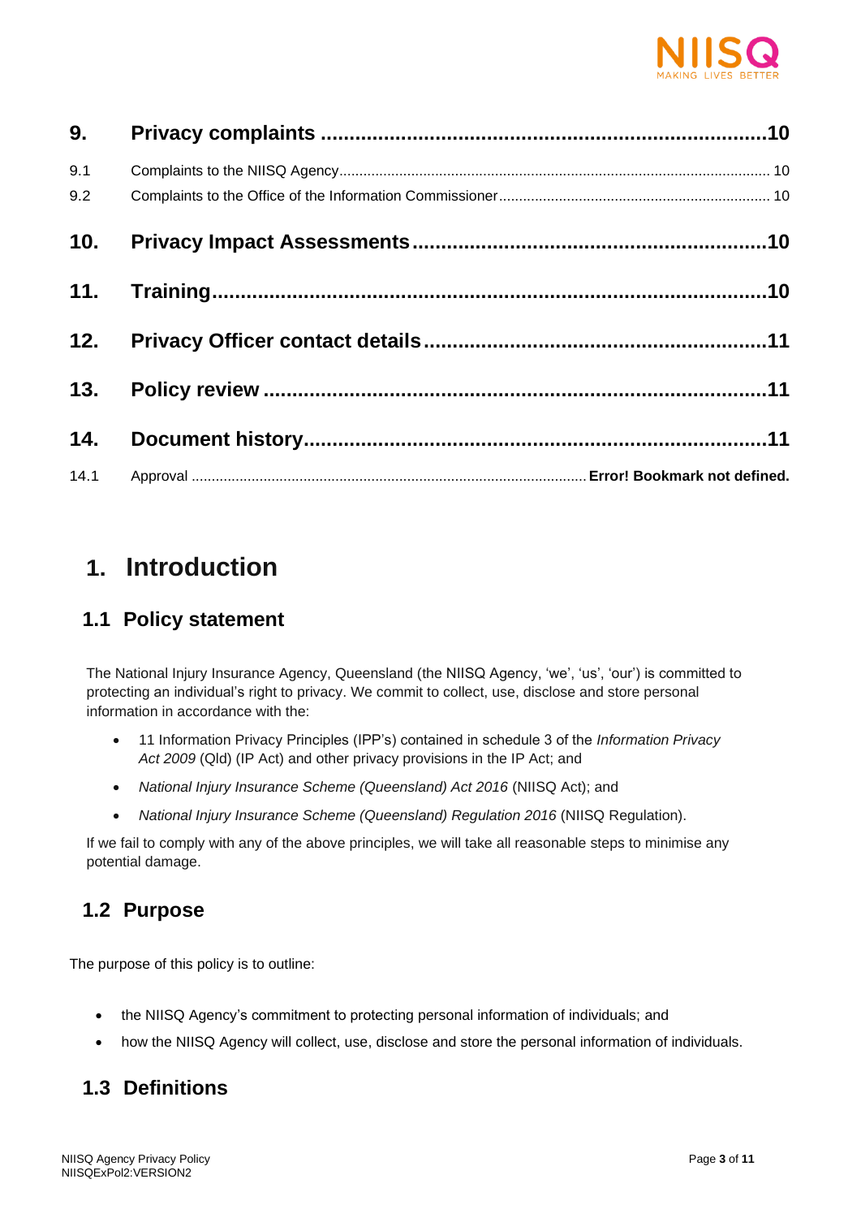| | | |
|---|---|---|
| **9.** | **Privacy complaints** | **10** |
| 9.1 | Complaints to the NIISQ Agency | 10 |
| 9.2 | Complaints to the Office of the Information Commissioner | 10 |
| **10.** | **Privacy Impact Assessments** | **10** |
| **11.** | **Training** | **10** |
| **12.** | **Privacy Officer contact details** | **11** |
| **13.** | **Policy review** | **11** |
| **14.** | **Document history** | **11** |
| 14.1 | Approval | **Error! Bookmark not defined.** |

# 1. Introduction

## 1.1 Policy statement

The National Injury Insurance Agency, Queensland (the NIISQ Agency, 'we', 'us', 'our') is committed to protecting an individual's right to privacy. We commit to collect, use, disclose and store personal information in accordance with the:

- 11 Information Privacy Principles (IPP's) contained in schedule 3 of the *Information Privacy Act 2009* (Qld) (IP Act) and other privacy provisions in the IP Act; and
- *National Injury Insurance Scheme (Queensland) Act 2016* (NIISQ Act); and
- *National Injury Insurance Scheme (Queensland) Regulation 2016* (NIISQ Regulation).

If we fail to comply with any of the above principles, we will take all reasonable steps to minimise any potential damage.

## 1.2 Purpose

The purpose of this policy is to outline:

- the NIISQ Agency's commitment to protecting personal information of individuals; and
- how the NIISQ Agency will collect, use, disclose and store the personal information of individuals.

## 1.3 Definitions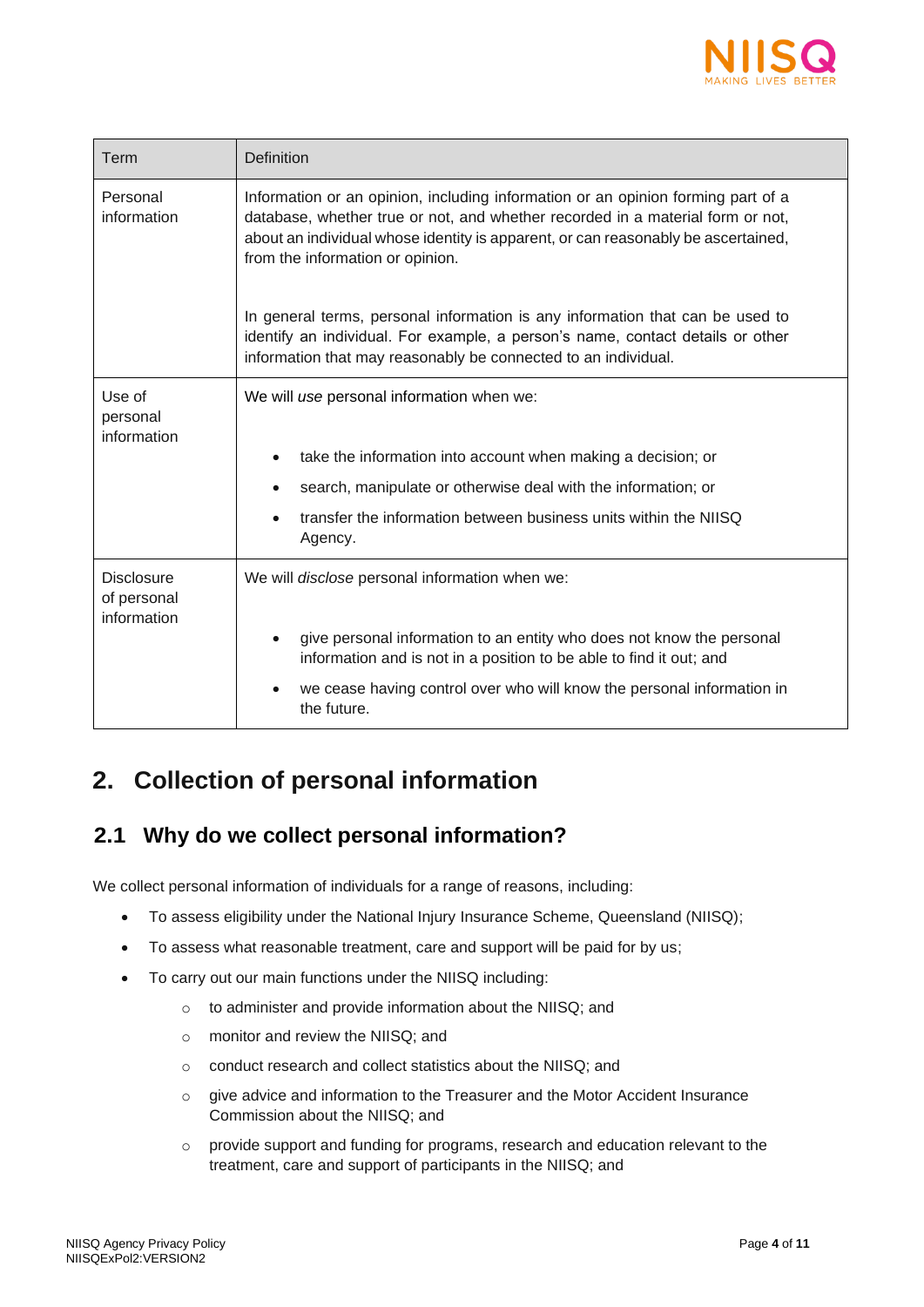| Term | Definition |
| --- | --- |
| Personal information | Information or an opinion, including information or an opinion forming part of a database, whether true or not, and whether recorded in a material form or not, about an individual whose identity is apparent, or can reasonably be ascertained, from the information or opinion.<br><br>In general terms, personal information is any information that can be used to identify an individual. For example, a person's name, contact details or other information that may reasonably be connected to an individual. |
| Use of personal information | We will *use* personal information when we:<br><br>• take the information into account when making a decision; or<br>• search, manipulate or otherwise deal with the information; or<br>• transfer the information between business units within the NIISQ Agency. |
| Disclosure of personal information | We will *disclose* personal information when we:<br><br>• give personal information to an entity who does not know the personal information and is not in a position to be able to find it out; and<br>• we cease having control over who will know the personal information in the future. |

# 2. Collection of personal information

## 2.1 Why do we collect personal information?

We collect personal information of individuals for a range of reasons, including:

- To assess eligibility under the National Injury Insurance Scheme, Queensland (NIISQ);
- To assess what reasonable treatment, care and support will be paid for by us;
- To carry out our main functions under the NIISQ including:
  - to administer and provide information about the NIISQ; and
  - monitor and review the NIISQ; and
  - conduct research and collect statistics about the NIISQ; and
  - give advice and information to the Treasurer and the Motor Accident Insurance Commission about the NIISQ; and
  - provide support and funding for programs, research and education relevant to the treatment, care and support of participants in the NIISQ; and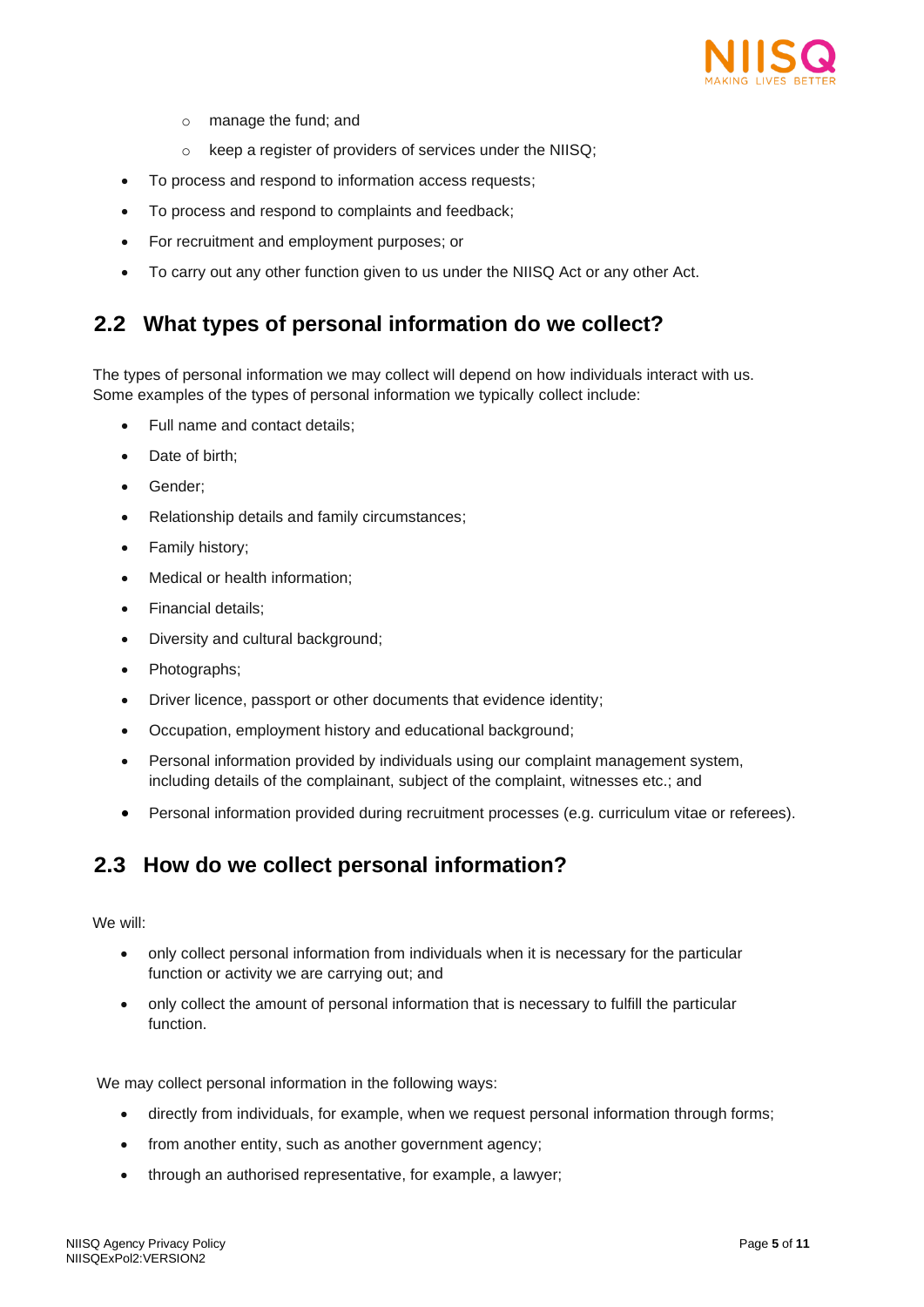- manage the fund; and
    - keep a register of providers of services under the NIISQ;
- To process and respond to information access requests;
- To process and respond to complaints and feedback;
- For recruitment and employment purposes; or
- To carry out any other function given to us under the NIISQ Act or any other Act.

## 2.2 What types of personal information do we collect?

The types of personal information we may collect will depend on how individuals interact with us. Some examples of the types of personal information we typically collect include:

- Full name and contact details;
- Date of birth;
- Gender;
- Relationship details and family circumstances;
- Family history;
- Medical or health information;
- Financial details;
- Diversity and cultural background;
- Photographs;
- Driver licence, passport or other documents that evidence identity;
- Occupation, employment history and educational background;
- Personal information provided by individuals using our complaint management system, including details of the complainant, subject of the complaint, witnesses etc.; and
- Personal information provided during recruitment processes (e.g. curriculum vitae or referees).

## 2.3 How do we collect personal information?

We will:

- only collect personal information from individuals when it is necessary for the particular function or activity we are carrying out; and
- only collect the amount of personal information that is necessary to fulfill the particular function.

We may collect personal information in the following ways:

- directly from individuals, for example, when we request personal information through forms;
- from another entity, such as another government agency;
- through an authorised representative, for example, a lawyer;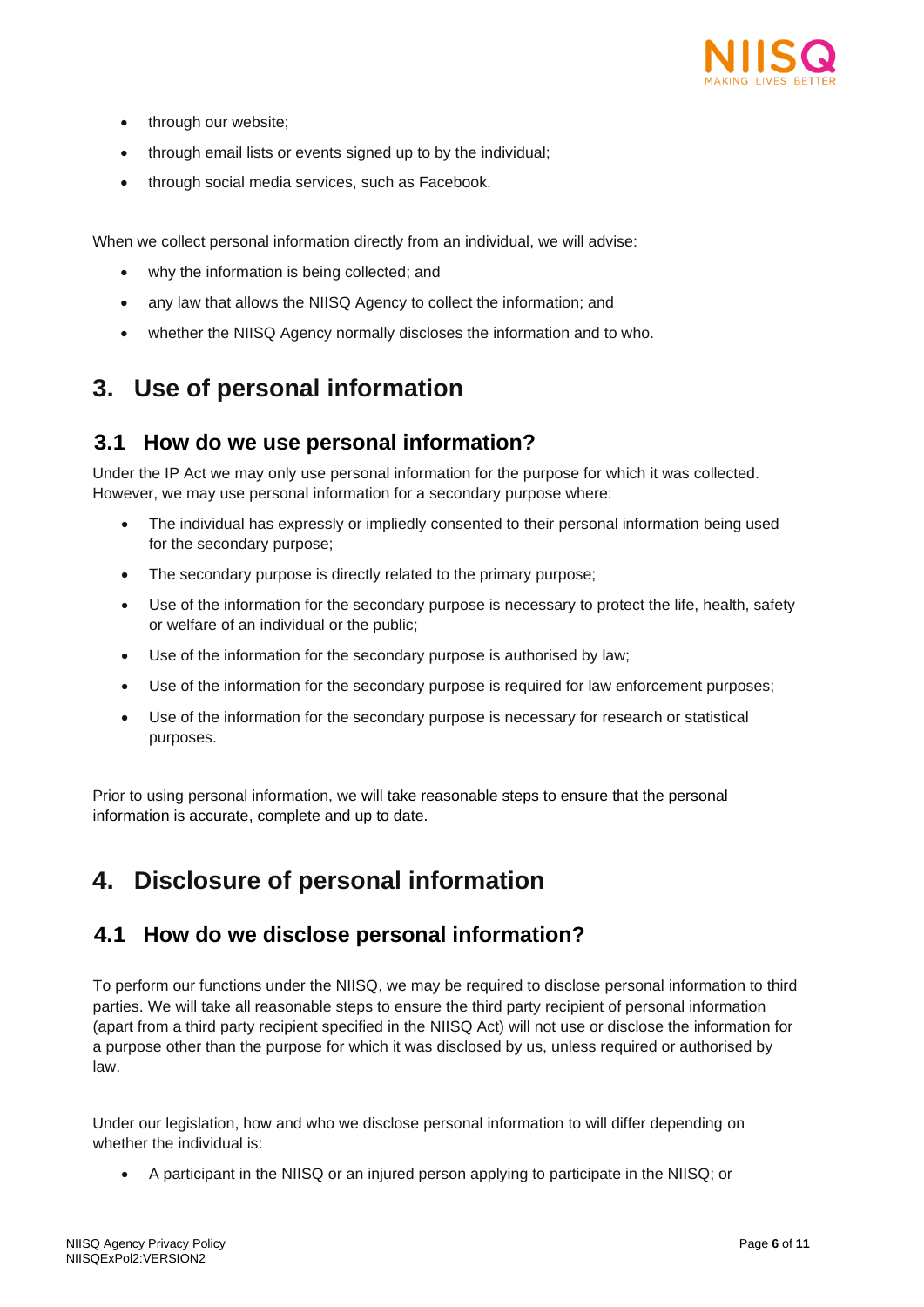- through our website;
- through email lists or events signed up to by the individual;
- through social media services, such as Facebook.

When we collect personal information directly from an individual, we will advise:

- why the information is being collected; and
- any law that allows the NIISQ Agency to collect the information; and
- whether the NIISQ Agency normally discloses the information and to who.

# 3. Use of personal information

## 3.1 How do we use personal information?

Under the IP Act we may only use personal information for the purpose for which it was collected. However, we may use personal information for a secondary purpose where:

- The individual has expressly or impliedly consented to their personal information being used for the secondary purpose;
- The secondary purpose is directly related to the primary purpose;
- Use of the information for the secondary purpose is necessary to protect the life, health, safety or welfare of an individual or the public;
- Use of the information for the secondary purpose is authorised by law;
- Use of the information for the secondary purpose is required for law enforcement purposes;
- Use of the information for the secondary purpose is necessary for research or statistical purposes.

Prior to using personal information, we will take reasonable steps to ensure that the personal information is accurate, complete and up to date.

# 4. Disclosure of personal information

## 4.1 How do we disclose personal information?

To perform our functions under the NIISQ, we may be required to disclose personal information to third parties. We will take all reasonable steps to ensure the third party recipient of personal information (apart from a third party recipient specified in the NIISQ Act) will not use or disclose the information for a purpose other than the purpose for which it was disclosed by us, unless required or authorised by law.

Under our legislation, how and who we disclose personal information to will differ depending on whether the individual is:

- A participant in the NIISQ or an injured person applying to participate in the NIISQ; or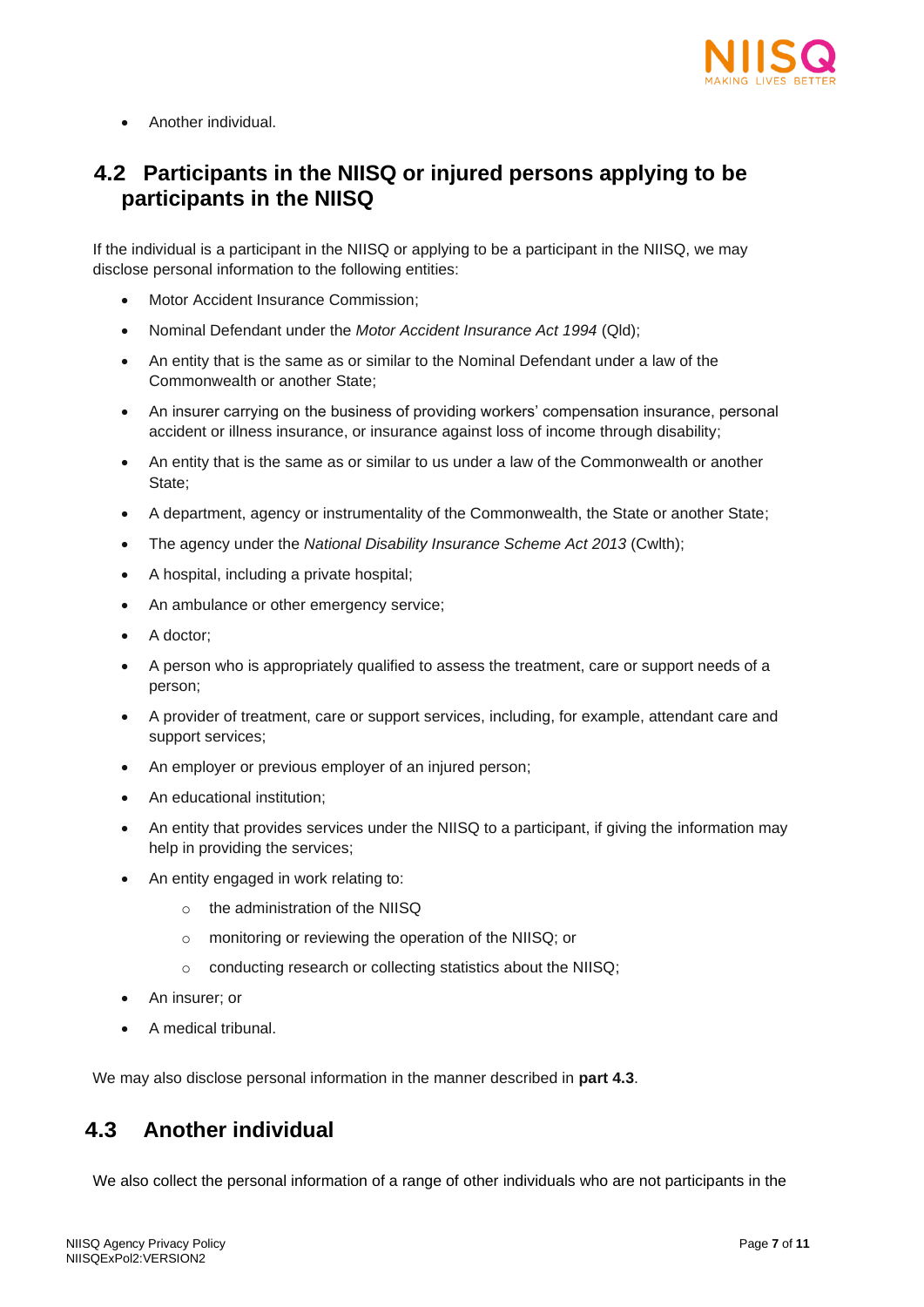- Another individual.

## 4.2 Participants in the NIISQ or injured persons applying to be participants in the NIISQ

If the individual is a participant in the NIISQ or applying to be a participant in the NIISQ, we may disclose personal information to the following entities:

- Motor Accident Insurance Commission;
- Nominal Defendant under the *Motor Accident Insurance Act 1994* (Qld);
- An entity that is the same as or similar to the Nominal Defendant under a law of the Commonwealth or another State;
- An insurer carrying on the business of providing workers' compensation insurance, personal accident or illness insurance, or insurance against loss of income through disability;
- An entity that is the same as or similar to us under a law of the Commonwealth or another State;
- A department, agency or instrumentality of the Commonwealth, the State or another State;
- The agency under the *National Disability Insurance Scheme Act 2013* (Cwlth);
- A hospital, including a private hospital;
- An ambulance or other emergency service;
- A doctor;
- A person who is appropriately qualified to assess the treatment, care or support needs of a person;
- A provider of treatment, care or support services, including, for example, attendant care and support services;
- An employer or previous employer of an injured person;
- An educational institution;
- An entity that provides services under the NIISQ to a participant, if giving the information may help in providing the services;
- An entity engaged in work relating to:
  - the administration of the NIISQ
  - monitoring or reviewing the operation of the NIISQ; or
  - conducting research or collecting statistics about the NIISQ;
- An insurer; or
- A medical tribunal.

We may also disclose personal information in the manner described in **part 4.3**.

## 4.3 Another individual

We also collect the personal information of a range of other individuals who are not participants in the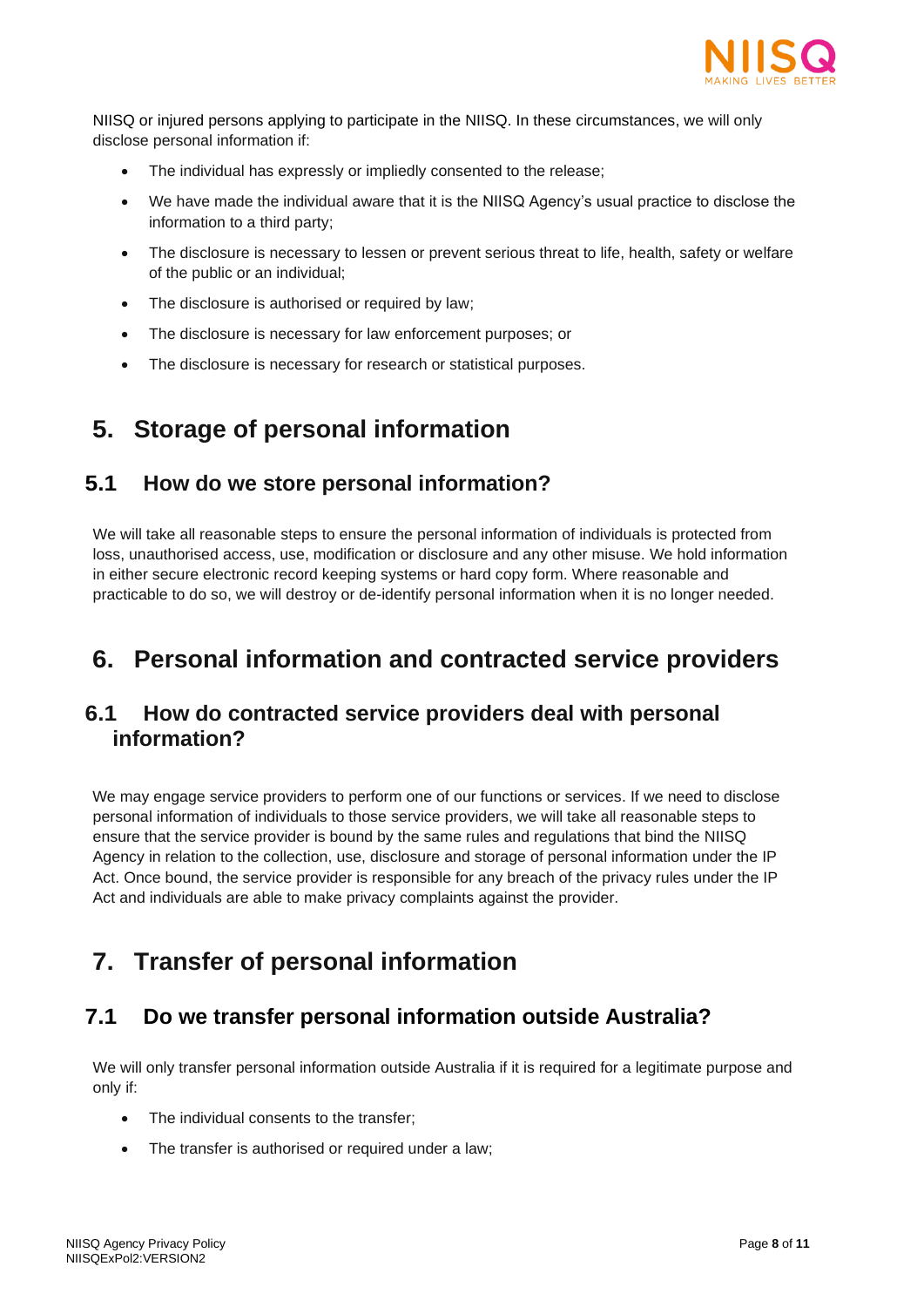NIISQ or injured persons applying to participate in the NIISQ. In these circumstances, we will only disclose personal information if:

- The individual has expressly or impliedly consented to the release;
- We have made the individual aware that it is the NIISQ Agency's usual practice to disclose the information to a third party;
- The disclosure is necessary to lessen or prevent serious threat to life, health, safety or welfare of the public or an individual;
- The disclosure is authorised or required by law;
- The disclosure is necessary for law enforcement purposes; or
- The disclosure is necessary for research or statistical purposes.

# 5. Storage of personal information

## 5.1 How do we store personal information?

We will take all reasonable steps to ensure the personal information of individuals is protected from loss, unauthorised access, use, modification or disclosure and any other misuse. We hold information in either secure electronic record keeping systems or hard copy form. Where reasonable and practicable to do so, we will destroy or de-identify personal information when it is no longer needed.

# 6. Personal information and contracted service providers

## 6.1 How do contracted service providers deal with personal information?

We may engage service providers to perform one of our functions or services. If we need to disclose personal information of individuals to those service providers, we will take all reasonable steps to ensure that the service provider is bound by the same rules and regulations that bind the NIISQ Agency in relation to the collection, use, disclosure and storage of personal information under the IP Act. Once bound, the service provider is responsible for any breach of the privacy rules under the IP Act and individuals are able to make privacy complaints against the provider.

# 7. Transfer of personal information

## 7.1 Do we transfer personal information outside Australia?

We will only transfer personal information outside Australia if it is required for a legitimate purpose and only if:

- The individual consents to the transfer;
- The transfer is authorised or required under a law;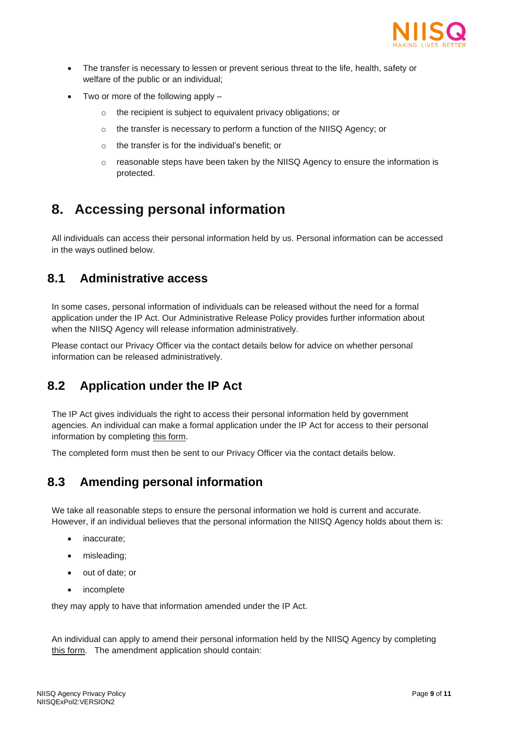- The transfer is necessary to lessen or prevent serious threat to the life, health, safety or welfare of the public or an individual;
- Two or more of the following apply –
  - the recipient is subject to equivalent privacy obligations; or
  - the transfer is necessary to perform a function of the NIISQ Agency; or
  - the transfer is for the individual's benefit; or
  - reasonable steps have been taken by the NIISQ Agency to ensure the information is protected.

# 8. Accessing personal information

All individuals can access their personal information held by us. Personal information can be accessed in the ways outlined below.

## 8.1 Administrative access

In some cases, personal information of individuals can be released without the need for a formal application under the IP Act. Our Administrative Release Policy provides further information about when the NIISQ Agency will release information administratively.

Please contact our Privacy Officer via the contact details below for advice on whether personal information can be released administratively.

## 8.2 Application under the IP Act

The IP Act gives individuals the right to access their personal information held by government agencies. An individual can make a formal application under the IP Act for access to their personal information by completing this form.

The completed form must then be sent to our Privacy Officer via the contact details below.

## 8.3 Amending personal information

We take all reasonable steps to ensure the personal information we hold is current and accurate. However, if an individual believes that the personal information the NIISQ Agency holds about them is:

- inaccurate;
- misleading;
- out of date; or
- incomplete

they may apply to have that information amended under the IP Act.

An individual can apply to amend their personal information held by the NIISQ Agency by completing this form. The amendment application should contain: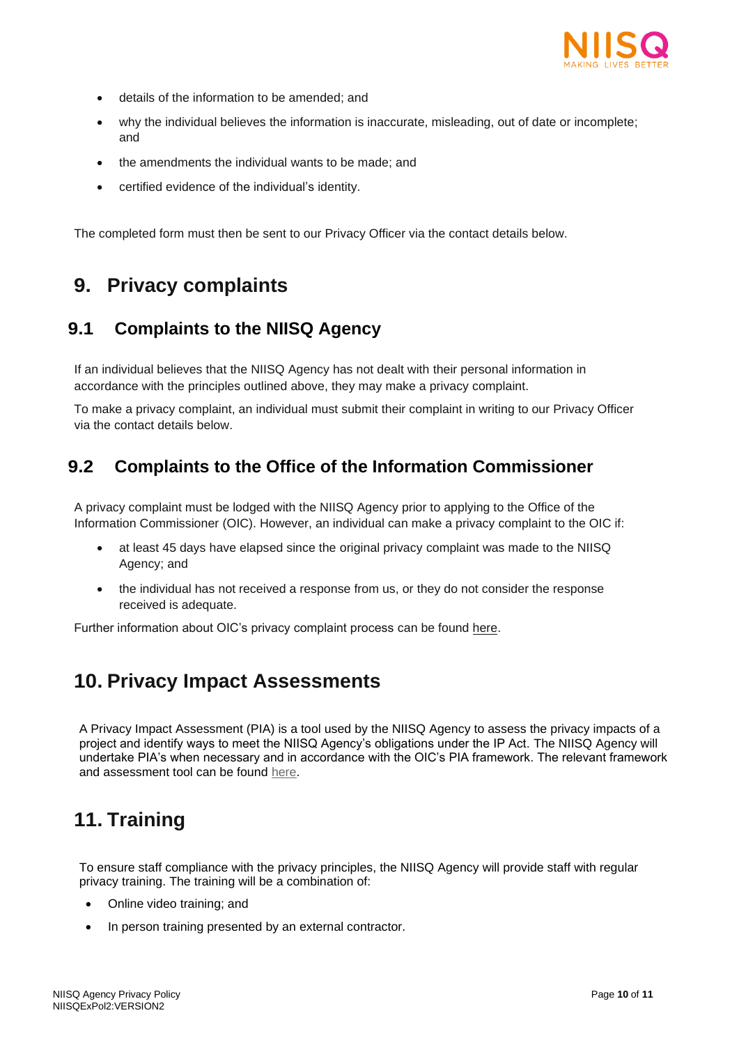- details of the information to be amended; and
- why the individual believes the information is inaccurate, misleading, out of date or incomplete; and
- the amendments the individual wants to be made; and
- certified evidence of the individual's identity.

The completed form must then be sent to our Privacy Officer via the contact details below.

# 9. Privacy complaints

## 9.1 Complaints to the NIISQ Agency

If an individual believes that the NIISQ Agency has not dealt with their personal information in accordance with the principles outlined above, they may make a privacy complaint.

To make a privacy complaint, an individual must submit their complaint in writing to our Privacy Officer via the contact details below.

## 9.2 Complaints to the Office of the Information Commissioner

A privacy complaint must be lodged with the NIISQ Agency prior to applying to the Office of the Information Commissioner (OIC). However, an individual can make a privacy complaint to the OIC if:

- at least 45 days have elapsed since the original privacy complaint was made to the NIISQ Agency; and
- the individual has not received a response from us, or they do not consider the response received is adequate.

Further information about OIC's privacy complaint process can be found here.

# 10. Privacy Impact Assessments

A Privacy Impact Assessment (PIA) is a tool used by the NIISQ Agency to assess the privacy impacts of a project and identify ways to meet the NIISQ Agency's obligations under the IP Act. The NIISQ Agency will undertake PIA's when necessary and in accordance with the OIC's PIA framework. The relevant framework and assessment tool can be found here.

# 11. Training

To ensure staff compliance with the privacy principles, the NIISQ Agency will provide staff with regular privacy training. The training will be a combination of:

- Online video training; and
- In person training presented by an external contractor.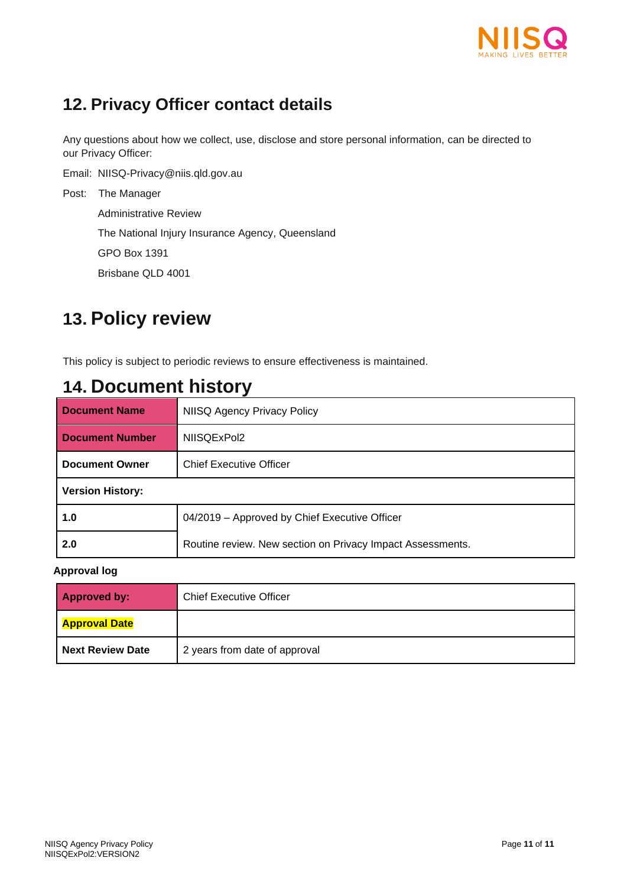## 12. Privacy Officer contact details

Any questions about how we collect, use, disclose and store personal information, can be directed to our Privacy Officer:

Email: NIISQ-Privacy@niis.qld.gov.au

Post: The Manager
Administrative Review
The National Injury Insurance Agency, Queensland
GPO Box 1391
Brisbane QLD 4001

## 13. Policy review

This policy is subject to periodic reviews to ensure effectiveness is maintained.

## 14. Document history

| | |
|---|---|
| **Document Name** | NIISQ Agency Privacy Policy |
| **Document Number** | NIISQExPol2 |
| **Document Owner** | Chief Executive Officer |
| **Version History:** | |
| **1.0** | 04/2019 – Approved by Chief Executive Officer |
| **2.0** | Routine review. New section on Privacy Impact Assessments. |

**Approval log**

| | |
|---|---|
| **Approved by:** | Chief Executive Officer |
| **Approval Date** | |
| **Next Review Date** | 2 years from date of approval |